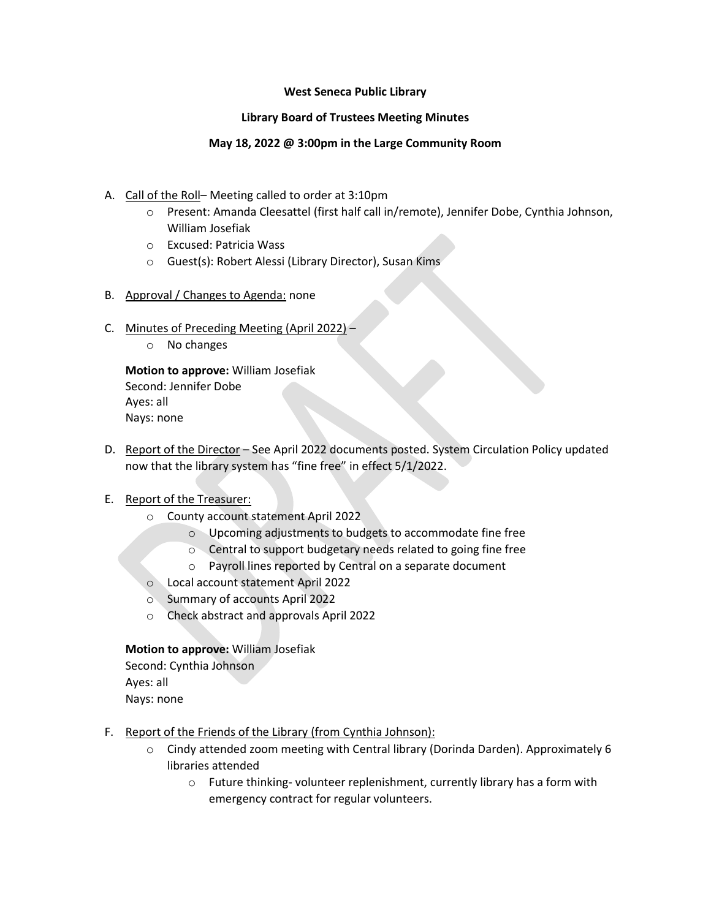**West Seneca Public Library**

**Library Board of Trustees Meeting Minutes**

**May 18, 2022 @ 3:00pm in the Large Community Room**

A. Call of the Roll– Meeting called to order at 3:10pm
   - Present: Amanda Cleesattel (first half call in/remote), Jennifer Dobe, Cynthia Johnson, William Josefiak
   - Excused: Patricia Wass
   - Guest(s): Robert Alessi (Library Director), Susan Kims

B. Approval / Changes to Agenda: none

C. Minutes of Preceding Meeting (April 2022) –
   - No changes

   **Motion to approve:** William Josefiak
   Second: Jennifer Dobe
   Ayes: all
   Nays: none

D. Report of the Director – See April 2022 documents posted. System Circulation Policy updated now that the library system has "fine free" in effect 5/1/2022.

E. Report of the Treasurer:
   - County account statement April 2022
     - Upcoming adjustments to budgets to accommodate fine free
     - Central to support budgetary needs related to going fine free
     - Payroll lines reported by Central on a separate document
   - Local account statement April 2022
   - Summary of accounts April 2022
   - Check abstract and approvals April 2022

   **Motion to approve:** William Josefiak
   Second: Cynthia Johnson
   Ayes: all
   Nays: none

F. Report of the Friends of the Library (from Cynthia Johnson):
   - Cindy attended zoom meeting with Central library (Dorinda Darden). Approximately 6 libraries attended
     - Future thinking- volunteer replenishment, currently library has a form with emergency contract for regular volunteers.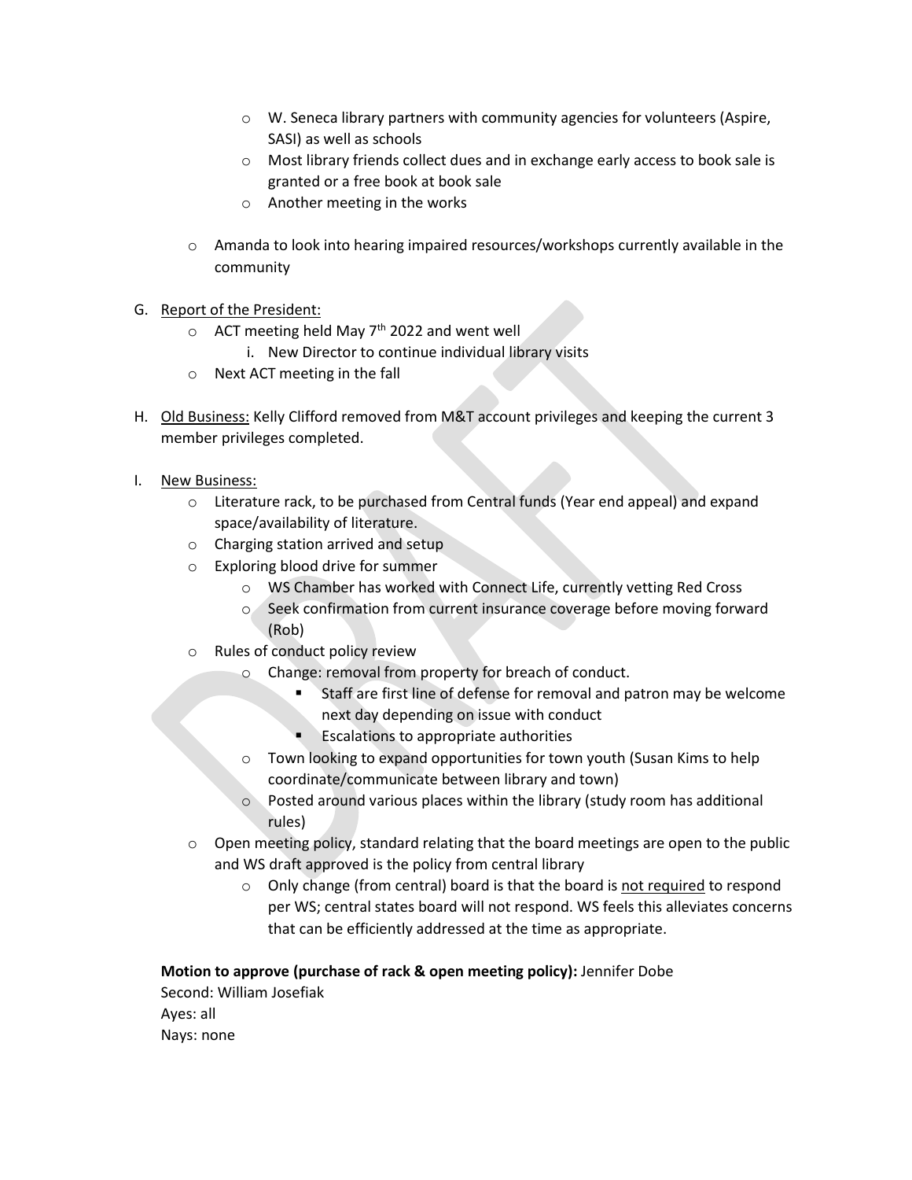- W. Seneca library partners with community agencies for volunteers (Aspire, SASI) as well as schools
    - Most library friends collect dues and in exchange early access to book sale is granted or a free book at book sale
    - Another meeting in the works

- Amanda to look into hearing impaired resources/workshops currently available in the community

G. Report of the President:
- ACT meeting held May 7th 2022 and went well
    i. New Director to continue individual library visits
- Next ACT meeting in the fall

H. Old Business: Kelly Clifford removed from M&T account privileges and keeping the current 3 member privileges completed.

I. New Business:
- Literature rack, to be purchased from Central funds (Year end appeal) and expand space/availability of literature.
- Charging station arrived and setup
- Exploring blood drive for summer
    - WS Chamber has worked with Connect Life, currently vetting Red Cross
    - Seek confirmation from current insurance coverage before moving forward (Rob)
- Rules of conduct policy review
    - Change: removal from property for breach of conduct.
        - Staff are first line of defense for removal and patron may be welcome next day depending on issue with conduct
        - Escalations to appropriate authorities
    - Town looking to expand opportunities for town youth (Susan Kims to help coordinate/communicate between library and town)
    - Posted around various places within the library (study room has additional rules)
- Open meeting policy, standard relating that the board meetings are open to the public and WS draft approved is the policy from central library
    - Only change (from central) board is that the board is <u>not required</u> to respond per WS; central states board will not respond. WS feels this alleviates concerns that can be efficiently addressed at the time as appropriate.

**Motion to approve (purchase of rack & open meeting policy):** Jennifer Dobe
Second: William Josefiak
Ayes: all
Nays: none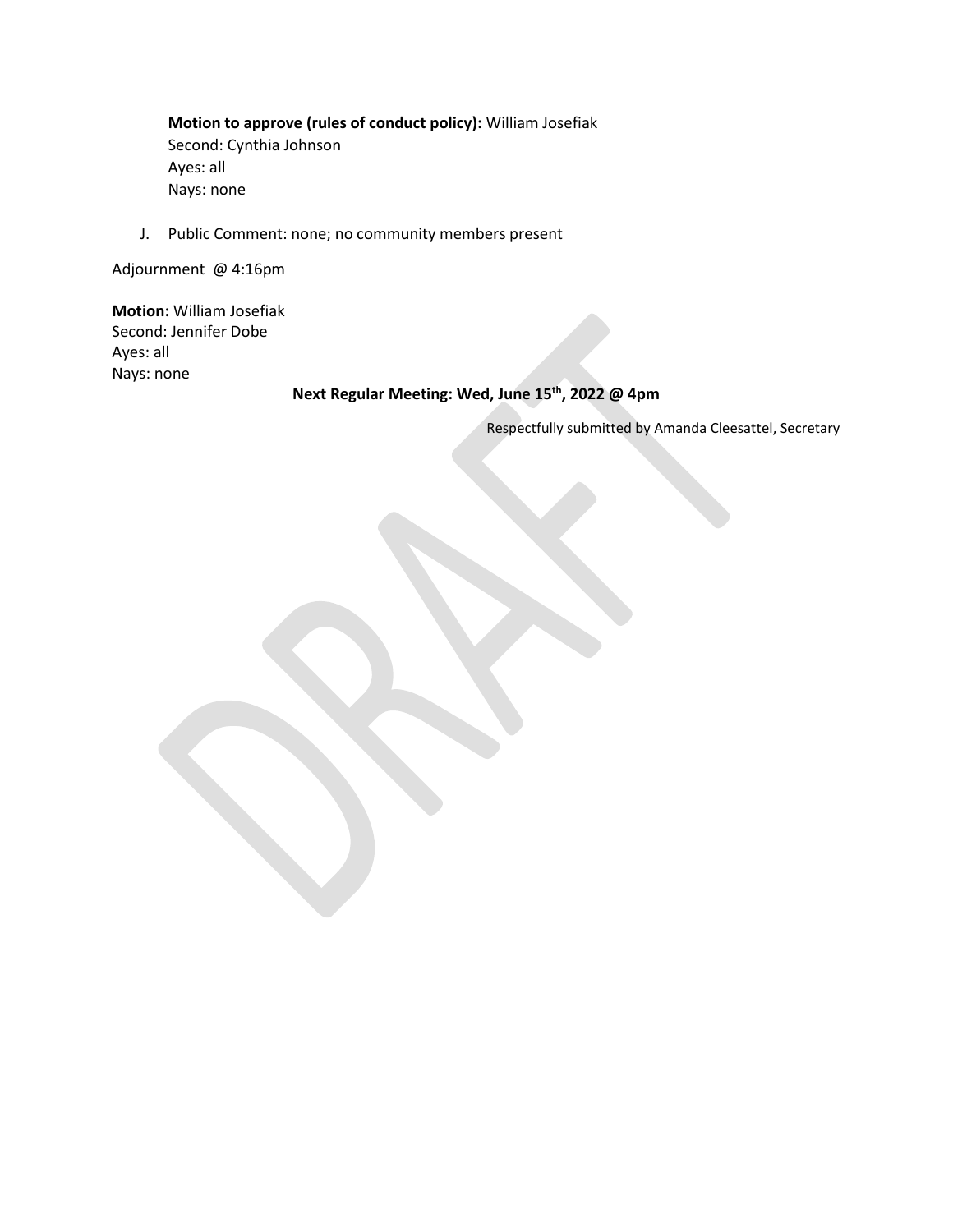**Motion to approve (rules of conduct policy):** William Josefiak
Second: Cynthia Johnson
Ayes: all
Nays: none

J. Public Comment: none; no community members present

Adjournment @ 4:16pm

**Motion:** William Josefiak
Second: Jennifer Dobe
Ayes: all
Nays: none

**Next Regular Meeting: Wed, June 15th, 2022 @ 4pm**

Respectfully submitted by Amanda Cleesattel, Secretary

DRAFT